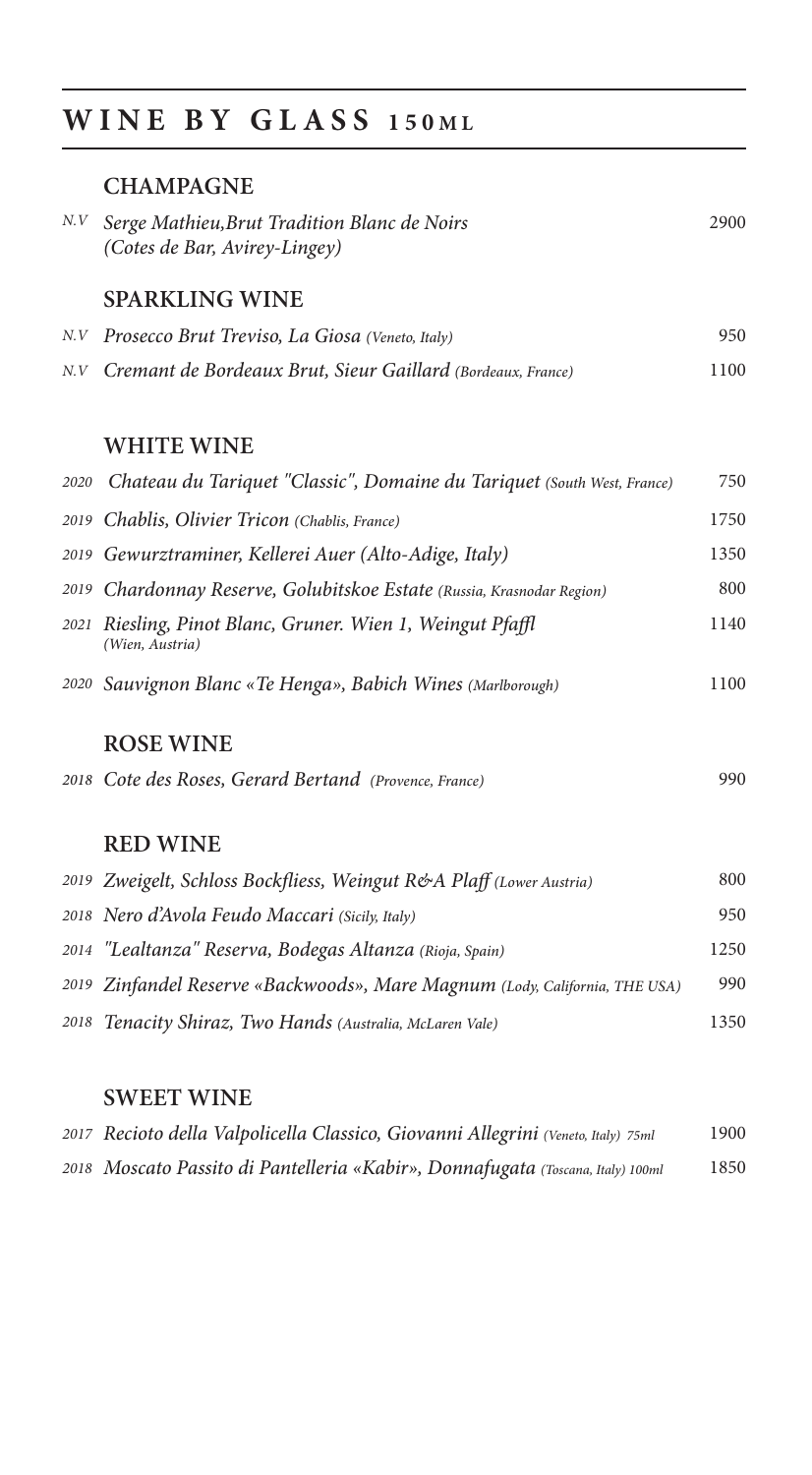# WINE BY GLASS 150ML

## CHAMPAGNE

| | | |
|---|---|---|
| N.V | *Serge Mathieu,Brut Tradition Blanc de Noirs (Cotes de Bar, Avirey-Lingey)* | 2900 |

## SPARKLING WINE

| | | |
|---|---|---|
| N.V | *Prosecco Brut Treviso, La Giosa (Veneto, Italy)* | 950 |
| N.V | *Cremant de Bordeaux Brut, Sieur Gaillard (Bordeaux, France)* | 1100 |

## WHITE WINE

| | | |
|---|---|---|
| 2020 | *Chateau du Tariquet "Classic", Domaine du Tariquet (South West, France)* | 750 |
| 2019 | *Chablis, Olivier Tricon (Chablis, France)* | 1750 |
| 2019 | *Gewurztraminer, Kellerei Auer (Alto-Adige, Italy)* | 1350 |
| 2019 | *Chardonnay Reserve, Golubitskoe Estate (Russia, Krasnodar Region)* | 800 |
| 2021 | *Riesling, Pinot Blanc, Gruner. Wien 1, Weingut Pfaffl (Wien, Austria)* | 1140 |
| 2020 | *Sauvignon Blanc «Te Henga», Babich Wines (Marlborough)* | 1100 |

## ROSE WINE

| | | |
|---|---|---|
| 2018 | *Cote des Roses, Gerard Bertand (Provence, France)* | 990 |

## RED WINE

| | | |
|---|---|---|
| 2019 | *Zweigelt, Schloss Bockfliess, Weingut R&A Plaff (Lower Austria)* | 800 |
| 2018 | *Nero d'Avola Feudo Maccari (Sicily, Italy)* | 950 |
| 2014 | *"Lealtanza" Reserva, Bodegas Altanza (Rioja, Spain)* | 1250 |
| 2019 | *Zinfandel Reserve «Backwoods», Mare Magnum (Lody, California, THE USA)* | 990 |
| 2018 | *Tenacity Shiraz, Two Hands (Australia, McLaren Vale)* | 1350 |

## SWEET WINE

| | | |
|---|---|---|
| 2017 | *Recioto della Valpolicella Classico, Giovanni Allegrini (Veneto, Italy) 75ml* | 1900 |
| 2018 | *Moscato Passito di Pantelleria «Kabir», Donnafugata (Toscana, Italy) 100ml* | 1850 |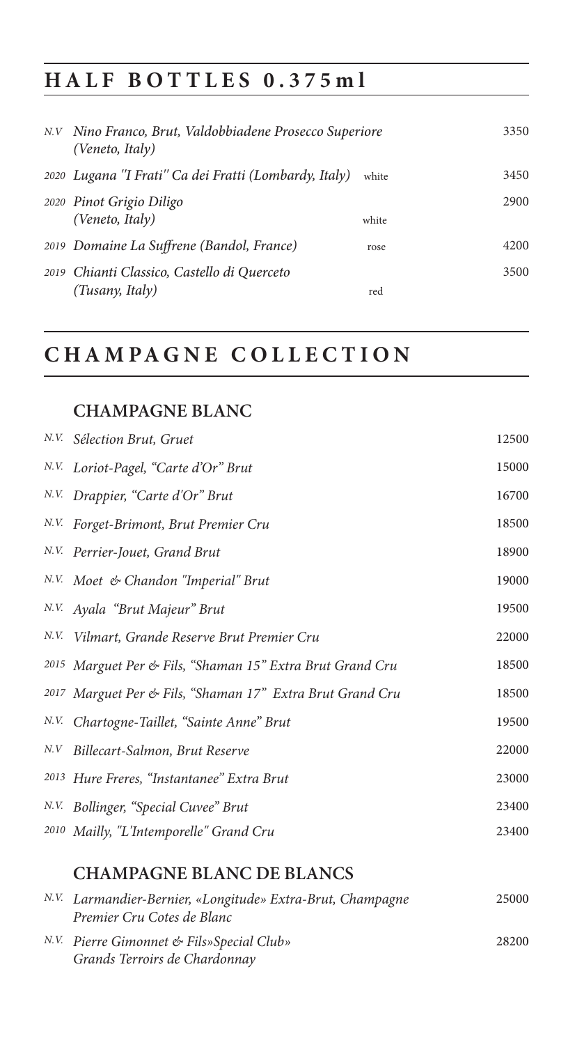## HALF BOTTLES 0.375ml

| | | | |
|---|---|---|---|
| *N.V* | *Nino Franco, Brut, Valdobbiadene Prosecco Superiore (Veneto, Italy)* | | 3350 |
| *2020* | *Lugana "I Frati" Ca dei Fratti (Lombardy, Italy)* | white | 3450 |
| *2020* | *Pinot Grigio Diligo (Veneto, Italy)* | white | 2900 |
| *2019* | *Domaine La Suffrene (Bandol, France)* | rose | 4200 |
| *2019* | *Chianti Classico, Castello di Querceto (Tusany, Italy)* | red | 3500 |

## CHAMPAGNE COLLECTION

### CHAMPAGNE BLANC

| | | |
|---|---|---|
| *N.V.* | *Sélection Brut, Gruet* | 12500 |
| *N.V.* | *Loriot-Pagel, "Carte d'Or" Brut* | 15000 |
| *N.V.* | *Drappier, "Carte d'Or" Brut* | 16700 |
| *N.V.* | *Forget-Brimont, Brut Premier Cru* | 18500 |
| *N.V.* | *Perrier-Jouet, Grand Brut* | 18900 |
| *N.V.* | *Moet & Chandon "Imperial" Brut* | 19000 |
| *N.V.* | *Ayala "Brut Majeur" Brut* | 19500 |
| *N.V.* | *Vilmart, Grande Reserve Brut Premier Cru* | 22000 |
| *2015* | *Marguet Per & Fils, "Shaman 15" Extra Brut Grand Cru* | 18500 |
| *2017* | *Marguet Per & Fils, "Shaman 17" Extra Brut Grand Cru* | 18500 |
| *N.V.* | *Chartogne-Taillet, "Sainte Anne" Brut* | 19500 |
| *N.V* | *Billecart-Salmon, Brut Reserve* | 22000 |
| *2013* | *Hure Freres, "Instantanee" Extra Brut* | 23000 |
| *N.V.* | *Bollinger, "Special Cuvee" Brut* | 23400 |
| *2010* | *Mailly, "L'Intemporelle" Grand Cru* | 23400 |

### CHAMPAGNE BLANC DE BLANCS

| | | |
|---|---|---|
| *N.V.* | *Larmandier-Bernier, «Longitude» Extra-Brut, Champagne Premier Cru Cotes de Blanc* | 25000 |
| *N.V.* | *Pierre Gimonnet & Fils»Special Club» Grands Terroirs de Chardonnay* | 28200 |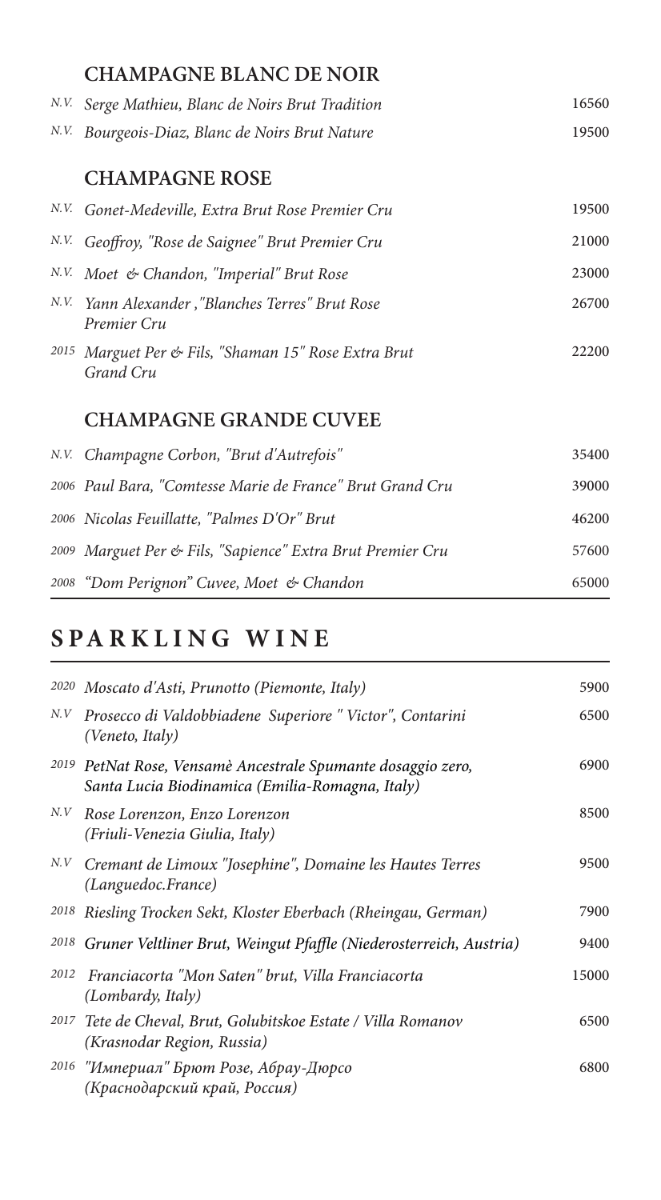## CHAMPAGNE BLANC DE NOIR

| | | |
|---|---|---|
| *N.V.* | *Serge Mathieu, Blanc de Noirs Brut Tradition* | 16560 |
| *N.V.* | *Bourgeois-Diaz, Blanc de Noirs Brut Nature* | 19500 |

## CHAMPAGNE ROSE

| | | |
|---|---|---|
| *N.V.* | *Gonet-Medeville, Extra Brut Rose Premier Cru* | 19500 |
| *N.V.* | *Geoffroy, "Rose de Saignee" Brut Premier Cru* | 21000 |
| *N.V.* | *Moet & Chandon, "Imperial" Brut Rose* | 23000 |
| *N.V.* | *Yann Alexander ,"Blanches Terres" Brut Rose Premier Cru* | 26700 |
| *2015* | *Marguet Per & Fils, "Shaman 15" Rose Extra Brut Grand Cru* | 22200 |

## CHAMPAGNE GRANDE CUVEE

| | | |
|---|---|---|
| *N.V.* | *Champagne Corbon, "Brut d'Autrefois"* | 35400 |
| *2006* | *Paul Bara, "Comtesse Marie de France" Brut Grand Cru* | 39000 |
| *2006* | *Nicolas Feuillatte, "Palmes D'Or" Brut* | 46200 |
| *2009* | *Marguet Per & Fils, "Sapience" Extra Brut Premier Cru* | 57600 |
| *2008* | *"Dom Perignon" Cuvee, Moet & Chandon* | 65000 |

# SPARKLING WINE

| | | |
|---|---|---|
| *2020* | *Moscato d'Asti, Prunotto (Piemonte, Italy)* | 5900 |
| *N.V* | *Prosecco di Valdobbiadene Superiore " Victor", Contarini (Veneto, Italy)* | 6500 |
| *2019* | *PetNat Rose, Vensamè Ancestrale Spumante dosaggio zero, Santa Lucia Biodinamica (Emilia-Romagna, Italy)* | 6900 |
| *N.V* | *Rose Lorenzon, Enzo Lorenzon (Friuli-Venezia Giulia, Italy)* | 8500 |
| *N.V* | *Cremant de Limoux "Josephine", Domaine les Hautes Terres (Languedoc.France)* | 9500 |
| *2018* | *Riesling Trocken Sekt, Kloster Eberbach (Rheingau, German)* | 7900 |
| *2018* | *Gruner Veltliner Brut, Weingut Pfaffle (Niederosterreich, Austria)* | 9400 |
| *2012* | *Franciacorta "Mon Saten" brut, Villa Franciacorta (Lombardy, Italy)* | 15000 |
| *2017* | *Tete de Cheval, Brut, Golubitskoe Estate / Villa Romanov (Krasnodar Region, Russia)* | 6500 |
| *2016* | *"Империал" Брют Розе, Абрау-Дюрсо (Краснодарский край, Россия)* | 6800 |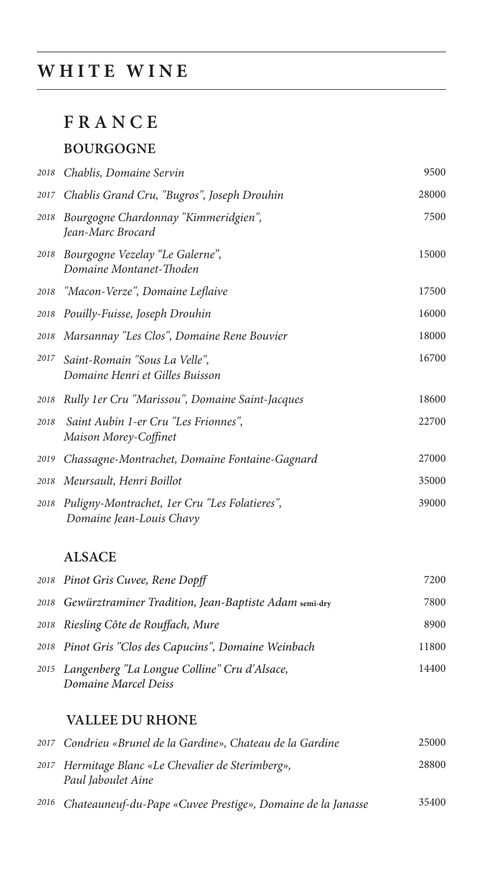# WHITE WINE

## FRANCE

### BOURGOGNE

| | | |
|---|---|---|
| 2018 | *Chablis, Domaine Servin* | 9500 |
| 2017 | *Chablis Grand Cru, "Bugros", Joseph Drouhin* | 28000 |
| 2018 | *Bourgogne Chardonnay "Kimmeridgien", Jean-Marc Brocard* | 7500 |
| 2018 | *Bourgogne Vezelay "Le Galerne", Domaine Montanet-Thoden* | 15000 |
| 2018 | *"Macon-Verze", Domaine Leflaive* | 17500 |
| 2018 | *Pouilly-Fuisse, Joseph Drouhin* | 16000 |
| 2018 | *Marsannay "Les Clos", Domaine Rene Bouvier* | 18000 |
| 2017 | *Saint-Romain "Sous La Velle", Domaine Henri et Gilles Buisson* | 16700 |
| 2018 | *Rully 1er Cru "Marissou", Domaine Saint-Jacques* | 18600 |
| 2018 | *Saint Aubin 1-er Cru "Les Frionnes", Maison Morey-Coffinet* | 22700 |
| 2019 | *Chassagne-Montrachet, Domaine Fontaine-Gagnard* | 27000 |
| 2018 | *Meursault, Henri Boillot* | 35000 |
| 2018 | *Puligny-Montrachet, 1er Cru "Les Folatieres", Domaine Jean-Louis Chavy* | 39000 |

### ALSACE

| | | |
|---|---|---|
| 2018 | *Pinot Gris Cuvee, Rene Dopff* | 7200 |
| 2018 | *Gewürztraminer Tradition, Jean-Baptiste Adam* **semi-dry** | 7800 |
| 2018 | *Riesling Côte de Rouffach, Mure* | 8900 |
| 2018 | *Pinot Gris "Clos des Capucins", Domaine Weinbach* | 11800 |
| 2015 | *Langenberg "La Longue Colline" Cru d'Alsace, Domaine Marcel Deiss* | 14400 |

### VALLEE DU RHONE

| | | |
|---|---|---|
| 2017 | *Condrieu «Brunel de la Gardine», Chateau de la Gardine* | 25000 |
| 2017 | *Hermitage Blanc «Le Chevalier de Sterimberg», Paul Jaboulet Aine* | 28800 |
| 2016 | *Chateauneuf-du-Pape «Cuvee Prestige», Domaine de la Janasse* | 35400 |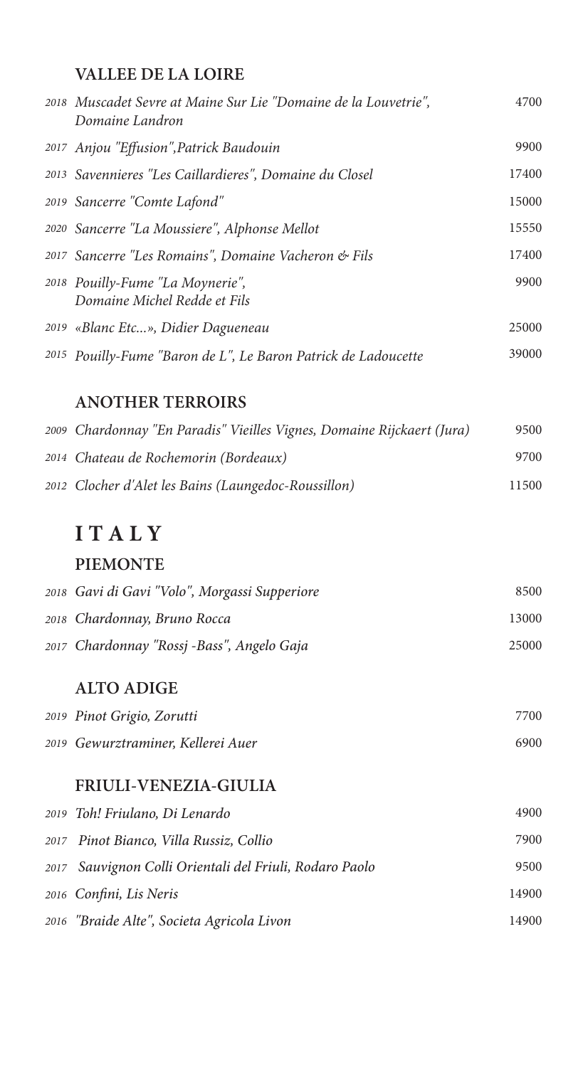## VALLEE DE LA LOIRE

| | | |
|---|---|---|
| *2018* | *Muscadet Sevre at Maine Sur Lie "Domaine de la Louvetrie", Domaine Landron* | 4700 |
| *2017* | *Anjou "Effusion", Patrick Baudouin* | 9900 |
| *2013* | *Savennieres "Les Caillardieres", Domaine du Closel* | 17400 |
| *2019* | *Sancerre "Comte Lafond"* | 15000 |
| *2020* | *Sancerre "La Moussiere", Alphonse Mellot* | 15550 |
| *2017* | *Sancerre "Les Romains", Domaine Vacheron & Fils* | 17400 |
| *2018* | *Pouilly-Fume "La Moynerie", Domaine Michel Redde et Fils* | 9900 |
| *2019* | *«Blanc Etc...», Didier Dagueneau* | 25000 |
| *2015* | *Pouilly-Fume "Baron de L", Le Baron Patrick de Ladoucette* | 39000 |

## ANOTHER TERROIRS

| | | |
|---|---|---|
| *2009* | *Chardonnay "En Paradis" Vieilles Vignes, Domaine Rijckaert (Jura)* | 9500 |
| *2014* | *Chateau de Rochemorin (Bordeaux)* | 9700 |
| *2012* | *Clocher d'Alet les Bains (Laungedoc-Roussillon)* | 11500 |

# ITALY

## PIEMONTE

| | | |
|---|---|---|
| *2018* | *Gavi di Gavi "Volo", Morgassi Supperiore* | 8500 |
| *2018* | *Chardonnay, Bruno Rocca* | 13000 |
| *2017* | *Chardonnay "Rossj -Bass", Angelo Gaja* | 25000 |

## ALTO ADIGE

| | | |
|---|---|---|
| *2019* | *Pinot Grigio, Zorutti* | 7700 |
| *2019* | *Gewurztraminer, Kellerei Auer* | 6900 |

## FRIULI-VENEZIA-GIULIA

| | | |
|---|---|---|
| *2019* | *Toh! Friulano, Di Lenardo* | 4900 |
| *2017* | *Pinot Bianco, Villa Russiz, Collio* | 7900 |
| *2017* | *Sauvignon Colli Orientali del Friuli, Rodaro Paolo* | 9500 |
| *2016* | *Confini, Lis Neris* | 14900 |
| *2016* | *"Braide Alte", Societa Agricola Livon* | 14900 |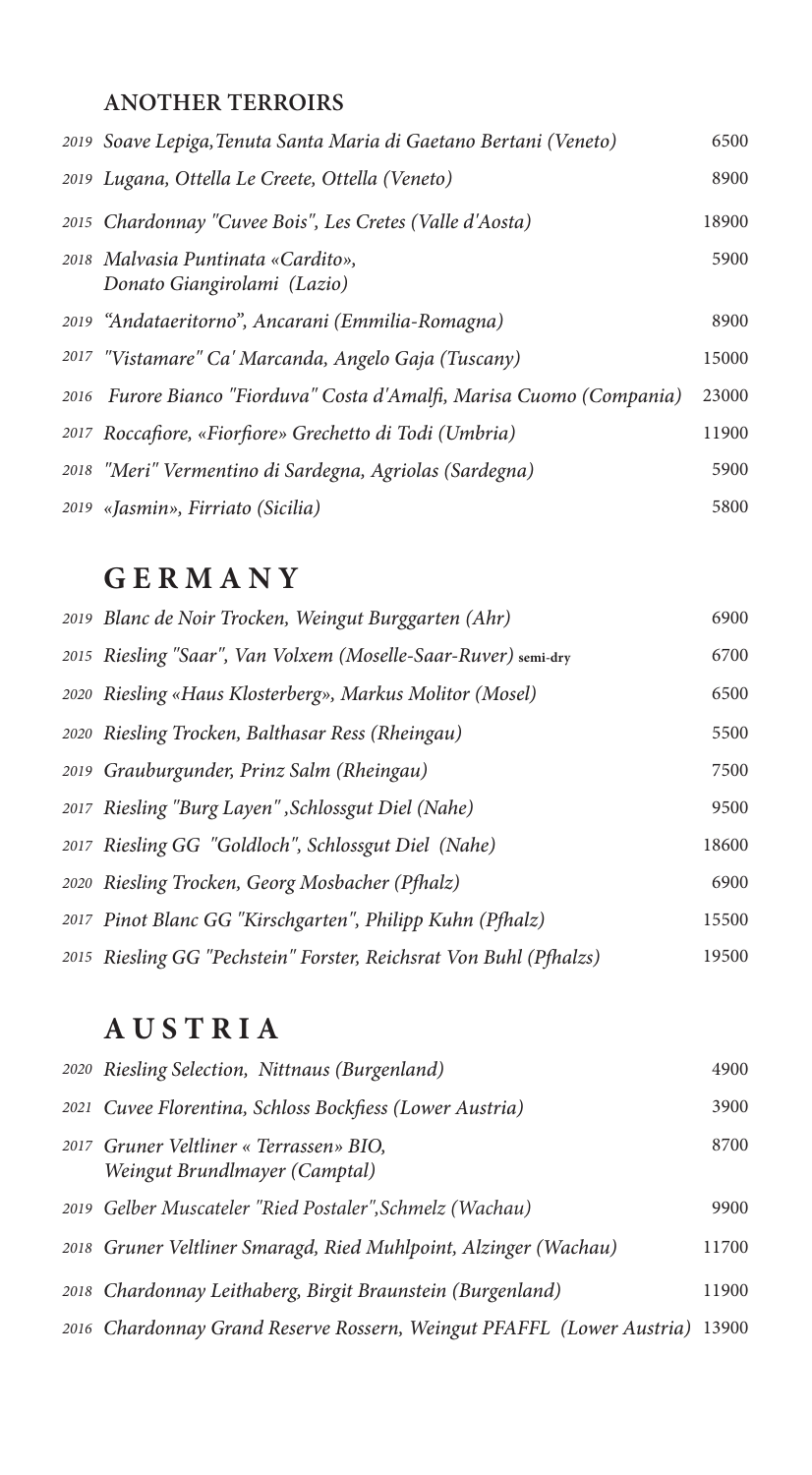## ANOTHER TERROIRS

| | | |
|---|---|---|
| *2019* | *Soave Lepiga,Tenuta Santa Maria di Gaetano Bertani (Veneto)* | 6500 |
| *2019* | *Lugana, Ottella Le Creete, Ottella (Veneto)* | 8900 |
| *2015* | *Chardonnay "Cuvee Bois", Les Cretes (Valle d'Aosta)* | 18900 |
| *2018* | *Malvasia Puntinata «Cardito», Donato Giangirolami (Lazio)* | 5900 |
| *2019* | *"Andataeritorno", Ancarani (Emmilia-Romagna)* | 8900 |
| *2017* | *"Vistamare" Ca' Marcanda, Angelo Gaja (Tuscany)* | 15000 |
| *2016* | *Furore Bianco "Fiorduva" Costa d'Amalfi, Marisa Cuomo (Compania)* | 23000 |
| *2017* | *Roccafiore, «Fiorfiore» Grechetto di Todi (Umbria)* | 11900 |
| *2018* | *"Meri" Vermentino di Sardegna, Agriolas (Sardegna)* | 5900 |
| *2019* | *«Jasmin», Firriato (Sicilia)* | 5800 |

## GERMANY

| | | |
|---|---|---|
| *2019* | *Blanc de Noir Trocken, Weingut Burggarten (Ahr)* | 6900 |
| *2015* | *Riesling "Saar", Van Volxem (Moselle-Saar-Ruver)* **semi-dry** | 6700 |
| *2020* | *Riesling «Haus Klosterberg», Markus Molitor (Mosel)* | 6500 |
| *2020* | *Riesling Trocken, Balthasar Ress (Rheingau)* | 5500 |
| *2019* | *Grauburgunder, Prinz Salm (Rheingau)* | 7500 |
| *2017* | *Riesling "Burg Layen" ,Schlossgut Diel (Nahe)* | 9500 |
| *2017* | *Riesling GG "Goldloch", Schlossgut Diel (Nahe)* | 18600 |
| *2020* | *Riesling Trocken, Georg Mosbacher (Pfhalz)* | 6900 |
| *2017* | *Pinot Blanc GG "Kirschgarten", Philipp Kuhn (Pfhalz)* | 15500 |
| *2015* | *Riesling GG "Pechstein" Forster, Reichsrat Von Buhl (Pfhalzs)* | 19500 |

## AUSTRIA

| | | |
|---|---|---|
| *2020* | *Riesling Selection, Nittnaus (Burgenland)* | 4900 |
| *2021* | *Cuvee Florentina, Schloss Bockfiess (Lower Austria)* | 3900 |
| *2017* | *Gruner Veltliner « Terrassen» BIO, Weingut Brundlmayer (Camptal)* | 8700 |
| *2019* | *Gelber Muscateler "Ried Postaler",Schmelz (Wachau)* | 9900 |
| *2018* | *Gruner Veltliner Smaragd, Ried Muhlpoint, Alzinger (Wachau)* | 11700 |
| *2018* | *Chardonnay Leithaberg, Birgit Braunstein (Burgenland)* | 11900 |
| *2016* | *Chardonnay Grand Reserve Rossern, Weingut PFAFFL (Lower Austria)* | 13900 |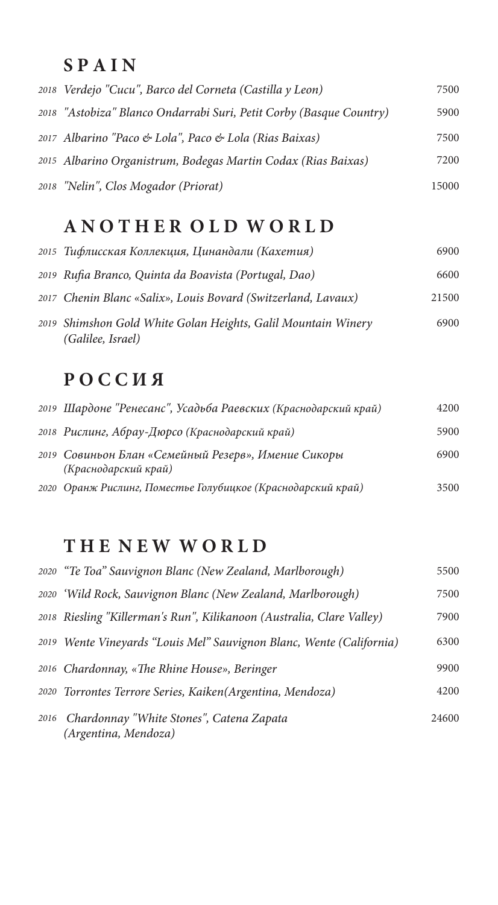## SPAIN

| | | |
|---|---|---|
| *2018* | *Verdejo "Cucu", Barco del Corneta (Castilla y Leon)* | 7500 |
| *2018* | *"Astobiza" Blanco Ondarrabi Suri, Petit Corby (Basque Country)* | 5900 |
| *2017* | *Albarino "Paco & Lola", Paco & Lola (Rias Baixas)* | 7500 |
| *2015* | *Albarino Organistrum, Bodegas Martin Codax (Rias Baixas)* | 7200 |
| *2018* | *"Nelin", Clos Mogador (Priorat)* | 15000 |

## ANOTHER OLD WORLD

| | | |
|---|---|---|
| *2015* | *Тифлисская Коллекция, Цинандали (Кахетия)* | 6900 |
| *2019* | *Rufia Branco, Quinta da Boavista (Portugal, Dao)* | 6600 |
| *2017* | *Chenin Blanc «Salix», Louis Bovard (Switzerland, Lavaux)* | 21500 |
| *2019* | *Shimshon Gold White Golan Heights, Galil Mountain Winery (Galilee, Israel)* | 6900 |

## РОССИЯ

| | | |
|---|---|---|
| *2019* | *Шардоне "Ренесанс", Усадьба Раевских (Краснодарский край)* | 4200 |
| *2018* | *Рислинг, Абрау-Дюрсо (Краснодарский край)* | 5900 |
| *2019* | *Совиньон Блан «Семейный Резерв», Имение Сикоры (Краснодарский край)* | 6900 |
| *2020* | *Оранж Рислинг, Поместье Голубицкое (Краснодарский край)* | 3500 |

## THE NEW WORLD

| | | |
|---|---|---|
| *2020* | *"Te Toa" Sauvignon Blanc (New Zealand, Marlborough)* | 5500 |
| *2020* | *'Wild Rock, Sauvignon Blanc (New Zealand, Marlborough)* | 7500 |
| *2018* | *Riesling "Killerman's Run", Kilikanoon (Australia, Clare Valley)* | 7900 |
| *2019* | *Wente Vineyards "Louis Mel" Sauvignon Blanc, Wente (California)* | 6300 |
| *2016* | *Chardonnay, «The Rhine House», Beringer* | 9900 |
| *2020* | *Torrontes Terrore Series, Kaiken(Argentina, Mendoza)* | 4200 |
| *2016* | *Chardonnay "White Stones", Catena Zapata (Argentina, Mendoza)* | 24600 |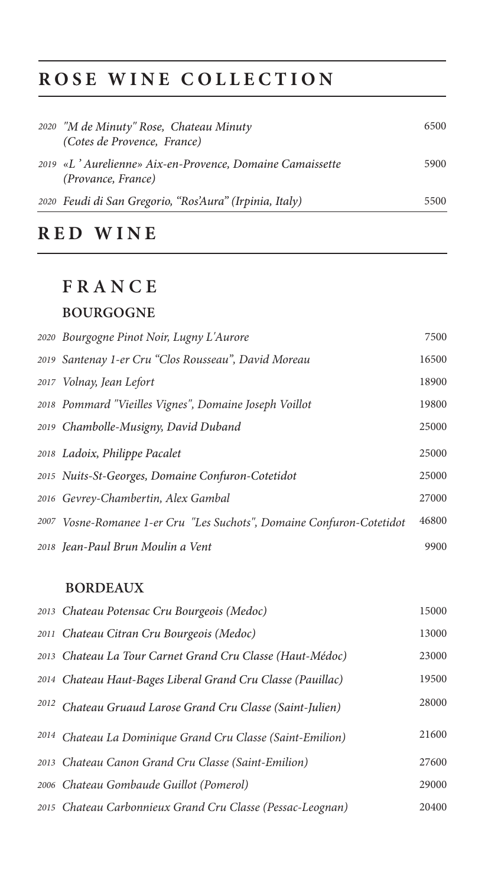# ROSE WINE COLLECTION

| | | |
|---|---|---|
| *2020* | *"M de Minuty" Rose, Chateau Minuty (Cotes de Provence, France)* | 6500 |
| *2019* | *«L ' Aurelienne» Aix-en-Provence, Domaine Camaissette (Provance, France)* | 5900 |
| *2020* | *Feudi di San Gregorio, "Ros'Aura" (Irpinia, Italy)* | 5500 |

# RED WINE

## FRANCE

### BOURGOGNE

| | | |
|---|---|---|
| *2020* | *Bourgogne Pinot Noir, Lugny L'Aurore* | 7500 |
| *2019* | *Santenay 1-er Cru "Clos Rousseau", David Moreau* | 16500 |
| *2017* | *Volnay, Jean Lefort* | 18900 |
| *2018* | *Pommard "Vieilles Vignes", Domaine Joseph Voillot* | 19800 |
| *2019* | *Chambolle-Musigny, David Duband* | 25000 |
| *2018* | *Ladoix, Philippe Pacalet* | 25000 |
| *2015* | *Nuits-St-Georges, Domaine Confuron-Cotetidot* | 25000 |
| *2016* | *Gevrey-Chambertin, Alex Gambal* | 27000 |
| *2007* | *Vosne-Romanee 1-er Cru "Les Suchots", Domaine Confuron-Cotetidot* | 46800 |
| *2018* | *Jean-Paul Brun Moulin a Vent* | 9900 |

### BORDEAUX

| | | |
|---|---|---|
| *2013* | *Chateau Potensac Cru Bourgeois (Medoc)* | 15000 |
| *2011* | *Chateau Citran Cru Bourgeois (Medoc)* | 13000 |
| *2013* | *Chateau La Tour Carnet Grand Cru Classe (Haut-Médoc)* | 23000 |
| *2014* | *Chateau Haut-Bages Liberal Grand Cru Classe (Pauillac)* | 19500 |
| *2012* | *Chateau Gruaud Larose Grand Cru Classe (Saint-Julien)* | 28000 |
| *2014* | *Chateau La Dominique Grand Cru Classe (Saint-Emilion)* | 21600 |
| *2013* | *Chateau Canon Grand Cru Classe (Saint-Emilion)* | 27600 |
| *2006* | *Chateau Gombaude Guillot (Pomerol)* | 29000 |
| *2015* | *Chateau Carbonnieux Grand Cru Classe (Pessac-Leognan)* | 20400 |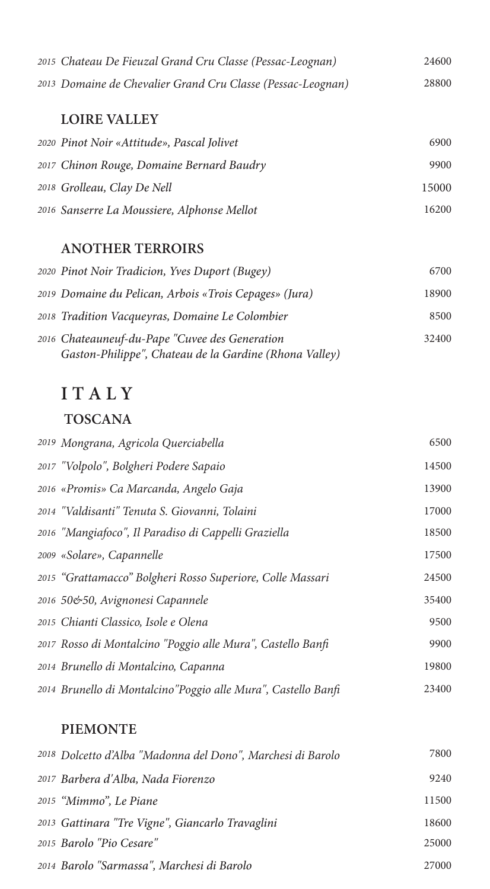*2015 Chateau De Fieuzal Grand Cru Classe (Pessac-Leognan)* 24600

*2013 Domaine de Chevalier Grand Cru Classe (Pessac-Leognan)* 28800

### LOIRE VALLEY

*2020 Pinot Noir «Attitude», Pascal Jolivet* 6900

*2017 Chinon Rouge, Domaine Bernard Baudry* 9900

*2018 Grolleau, Clay De Nell* 15000

*2016 Sanserre La Moussiere, Alphonse Mellot* 16200

### ANOTHER TERROIRS

*2020 Pinot Noir Tradicion, Yves Duport (Bugey)* 6700

*2019 Domaine du Pelican, Arbois «Trois Cepages» (Jura)* 18900

*2018 Tradition Vacqueyras, Domaine Le Colombier* 8500

*2016 Chateauneuf-du-Pape "Cuvee des Generation Gaston-Philippe", Chateau de la Gardine (Rhona Valley)* 32400

## ITALY

### TOSCANA

*2019 Mongrana, Agricola Querciabella* 6500

*2017 "Volpolo", Bolgheri Podere Sapaio* 14500

*2016 «Promis» Ca Marcanda, Angelo Gaja* 13900

*2014 "Valdisanti" Tenuta S. Giovanni, Tolaini* 17000

*2016 "Mangiafoco", Il Paradiso di Cappelli Graziella* 18500

*2009 «Solare», Capannelle* 17500

*2015 "Grattamacco" Bolgheri Rosso Superiore, Colle Massari* 24500

*2016 50&50, Avignonesi Capannele* 35400

*2015 Chianti Classico, Isole e Olena* 9500

*2017 Rosso di Montalcino "Poggio alle Mura", Castello Banfi* 9900

*2014 Brunello di Montalcino, Capanna* 19800

*2014 Brunello di Montalcino"Poggio alle Mura", Castello Banfi* 23400

### PIEMONTE

*2018 Dolcetto d'Alba "Madonna del Dono", Marchesi di Barolo* 7800

*2017 Barbera d'Alba, Nada Fiorenzo* 9240

*2015 "Mimmo", Le Piane* 11500

*2013 Gattinara "Tre Vigne", Giancarlo Travaglini* 18600

*2015 Barolo "Pio Cesare"* 25000

*2014 Barolo "Sarmassa", Marchesi di Barolo* 27000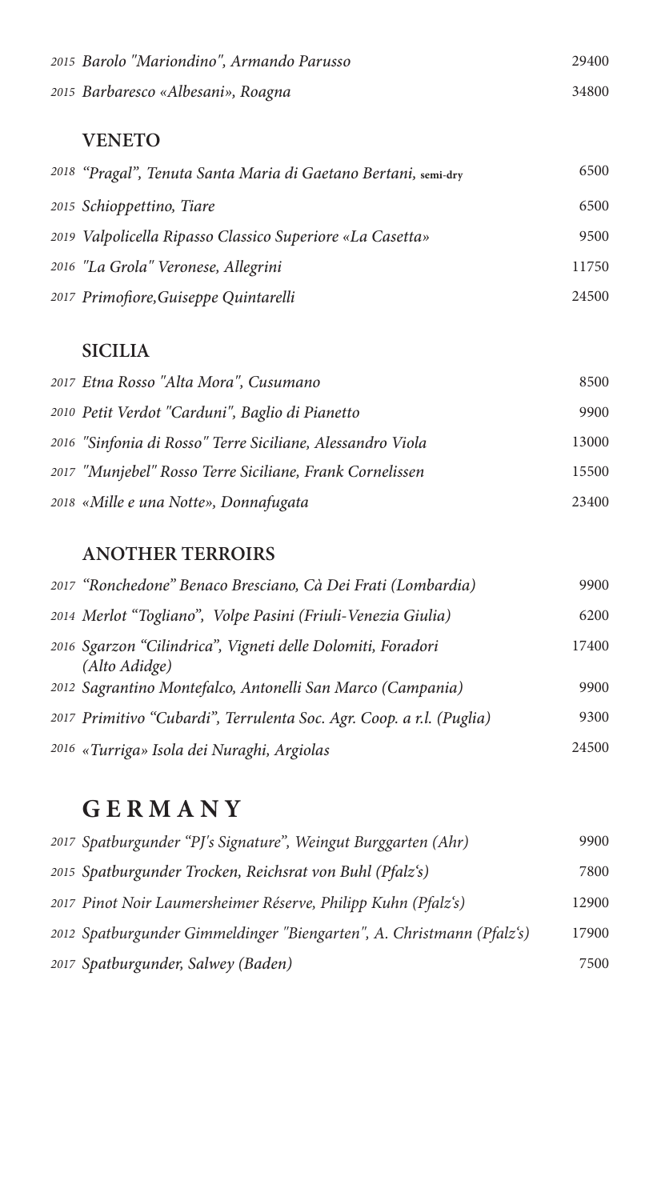| | | |
|---|---|---|
| *2015* | *Barolo "Mariondino", Armando Parusso* | 29400 |
| *2015* | *Barbaresco «Albesani», Roagna* | 34800 |

## VENETO

| | | |
|---|---|---|
| *2018* | *"Pragal", Tenuta Santa Maria di Gaetano Bertani*, semi-dry | 6500 |
| *2015* | *Schioppettino, Tiare* | 6500 |
| *2019* | *Valpolicella Ripasso Classico Superiore «La Casetta»* | 9500 |
| *2016* | *"La Grola" Veronese, Allegrini* | 11750 |
| *2017* | *Primofiore,Guiseppe Quintarelli* | 24500 |

## SICILIA

| | | |
|---|---|---|
| *2017* | *Etna Rosso "Alta Mora", Cusumano* | 8500 |
| *2010* | *Petit Verdot "Carduni", Baglio di Pianetto* | 9900 |
| *2016* | *"Sinfonia di Rosso" Terre Siciliane, Alessandro Viola* | 13000 |
| *2017* | *"Munjebel" Rosso Terre Siciliane, Frank Cornelissen* | 15500 |
| *2018* | *«Mille e una Notte», Donnafugata* | 23400 |

## ANOTHER TERROIRS

| | | |
|---|---|---|
| *2017* | *"Ronchedone" Benaco Bresciano, Cà Dei Frati (Lombardia)* | 9900 |
| *2014* | *Merlot "Togliano", Volpe Pasini (Friuli-Venezia Giulia)* | 6200 |
| *2016* | *Sgarzon "Cilindrica", Vigneti delle Dolomiti, Foradori (Alto Adidge)* | 17400 |
| *2012* | *Sagrantino Montefalco, Antonelli San Marco (Campania)* | 9900 |
| *2017* | *Primitivo "Cubardi", Terrulenta Soc. Agr. Coop. a r.l. (Puglia)* | 9300 |
| *2016* | *«Turriga» Isola dei Nuraghi, Argiolas* | 24500 |

# GERMANY

| | | |
|---|---|---|
| *2017* | *Spatburgunder "PJ's Signature", Weingut Burggarten (Ahr)* | 9900 |
| *2015* | *Spatburgunder Trocken, Reichsrat von Buhl (Pfalz's)* | 7800 |
| *2017* | *Pinot Noir Laumersheimer Réserve, Philipp Kuhn (Pfalz's)* | 12900 |
| *2012* | *Spatburgunder Gimmeldinger "Biengarten", A. Christmann (Pfalz's)* | 17900 |
| *2017* | *Spatburgunder, Salwey (Baden)* | 7500 |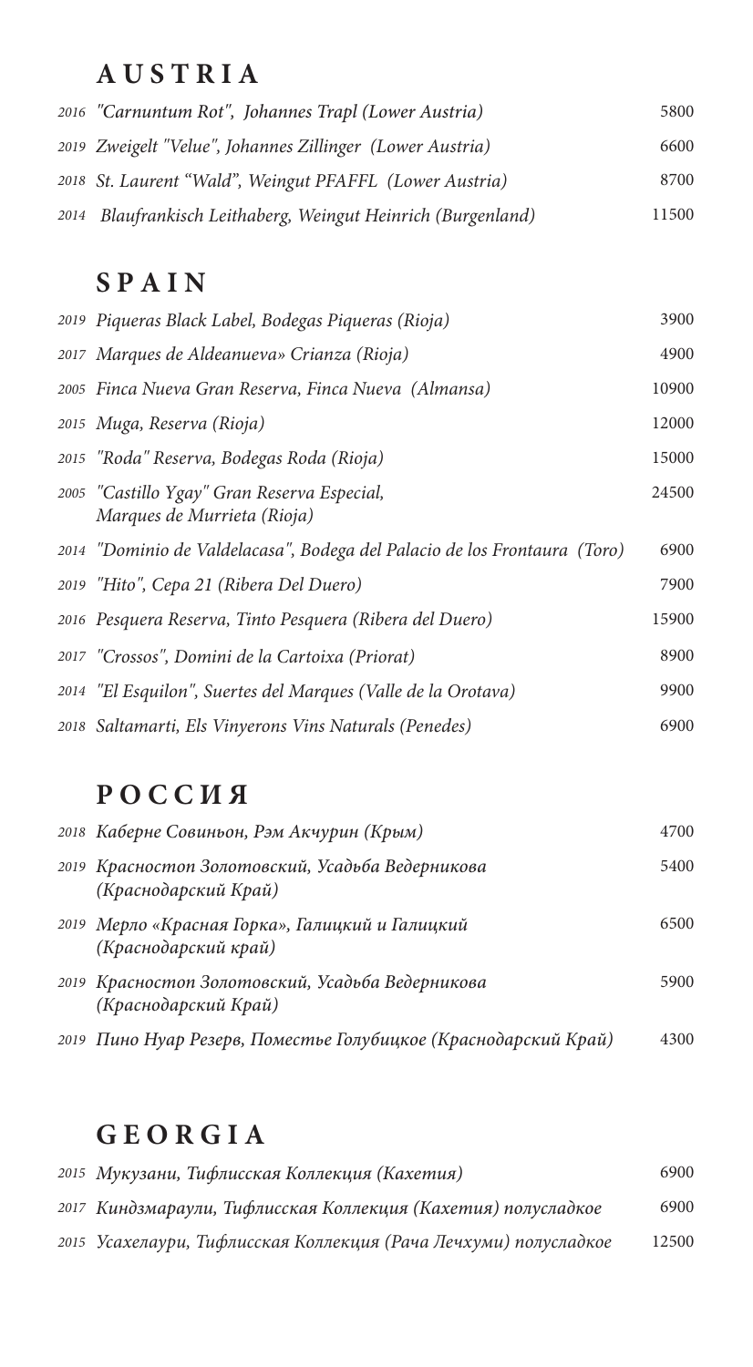## AUSTRIA

| | | |
|---|---|---|
| 2016 | *"Carnuntum Rot", Johannes Trapl (Lower Austria)* | 5800 |
| 2019 | *Zweigelt "Velue", Johannes Zillinger (Lower Austria)* | 6600 |
| 2018 | *St. Laurent "Wald", Weingut PFAFFL (Lower Austria)* | 8700 |
| 2014 | *Blaufrankisch Leithaberg, Weingut Heinrich (Burgenland)* | 11500 |

## SPAIN

| | | |
|---|---|---|
| 2019 | *Piqueras Black Label, Bodegas Piqueras (Rioja)* | 3900 |
| 2017 | *Marques de Aldeanueva» Crianza (Rioja)* | 4900 |
| 2005 | *Finca Nueva Gran Reserva, Finca Nueva (Almansa)* | 10900 |
| 2015 | *Muga, Reserva (Rioja)* | 12000 |
| 2015 | *"Roda" Reserva, Bodegas Roda (Rioja)* | 15000 |
| 2005 | *"Castillo Ygay" Gran Reserva Especial, Marques de Murrieta (Rioja)* | 24500 |
| 2014 | *"Dominio de Valdelacasa", Bodega del Palacio de los Frontaura (Toro)* | 6900 |
| 2019 | *"Hito", Cepa 21 (Ribera Del Duero)* | 7900 |
| 2016 | *Pesquera Reserva, Tinto Pesquera (Ribera del Duero)* | 15900 |
| 2017 | *"Crossos", Domini de la Cartoixa (Priorat)* | 8900 |
| 2014 | *"El Esquilon", Suertes del Marques (Valle de la Orotava)* | 9900 |
| 2018 | *Saltamarti, Els Vinyerons Vins Naturals (Penedes)* | 6900 |

## РОССИЯ

| | | |
|---|---|---|
| 2018 | *Каберне Совиньон, Рэм Акчурин (Крым)* | 4700 |
| 2019 | *Красностоп Золотовский, Усадьба Ведерникова (Краснодарский Край)* | 5400 |
| 2019 | *Мерло «Красная Горка», Галицкий и Галицкий (Краснодарский край)* | 6500 |
| 2019 | *Красностоп Золотовский, Усадьба Ведерникова (Краснодарский Край)* | 5900 |
| 2019 | *Пино Нуар Резерв, Поместье Голубицкое (Краснодарский Край)* | 4300 |

## GEORGIA

| | | |
|---|---|---|
| 2015 | *Мукузани, Тифлисская Коллекция (Кахетия)* | 6900 |
| 2017 | *Киндзмараули, Тифлисская Коллекция (Кахетия) полусладкое* | 6900 |
| 2015 | *Усахелаури, Тифлисская Коллекция (Рача Лечхуми) полусладкое* | 12500 |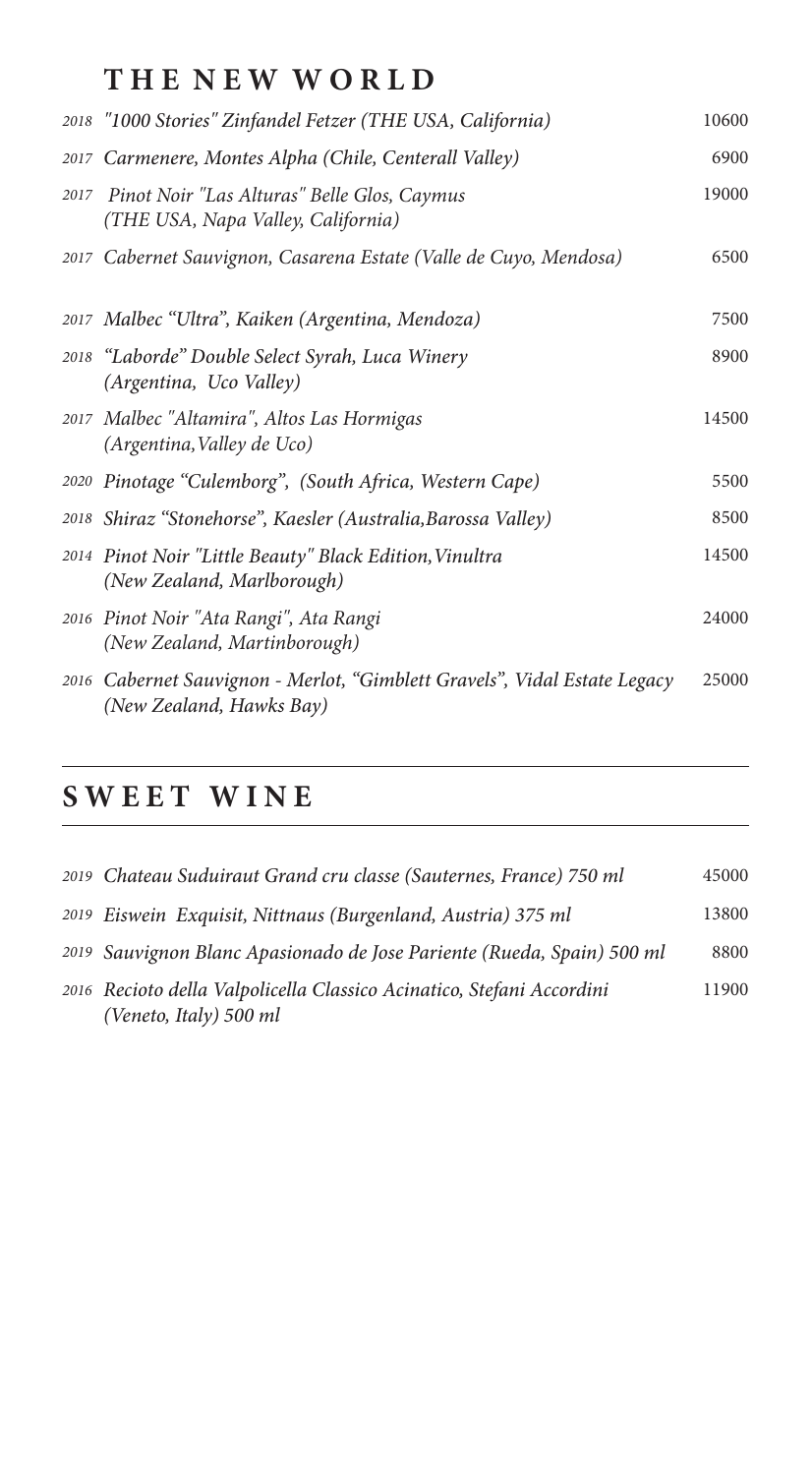## THE NEW WORLD

| | | |
|---|---|---|
| *2018* | *"1000 Stories" Zinfandel Fetzer (THE USA, California)* | 10600 |
| *2017* | *Carmenere, Montes Alpha (Chile, Centerall Valley)* | 6900 |
| *2017* | *Pinot Noir "Las Alturas" Belle Glos, Caymus (THE USA, Napa Valley, California)* | 19000 |
| *2017* | *Cabernet Sauvignon, Casarena Estate (Valle de Cuyo, Mendosa)* | 6500 |
| *2017* | *Malbec "Ultra", Kaiken (Argentina, Mendoza)* | 7500 |
| *2018* | *"Laborde" Double Select Syrah, Luca Winery (Argentina, Uco Valley)* | 8900 |
| *2017* | *Malbec "Altamira", Altos Las Hormigas (Argentina, Valley de Uco)* | 14500 |
| *2020* | *Pinotage "Culemborg", (South Africa, Western Cape)* | 5500 |
| *2018* | *Shiraz "Stonehorse", Kaesler (Australia, Barossa Valley)* | 8500 |
| *2014* | *Pinot Noir "Little Beauty" Black Edition, Vinultra (New Zealand, Marlborough)* | 14500 |
| *2016* | *Pinot Noir "Ata Rangi", Ata Rangi (New Zealand, Martinborough)* | 24000 |
| *2016* | *Cabernet Sauvignon - Merlot, "Gimblett Gravels", Vidal Estate Legacy (New Zealand, Hawks Bay)* | 25000 |

## SWEET WINE

| | | |
|---|---|---|
| *2019* | *Chateau Suduiraut Grand cru classe (Sauternes, France) 750 ml* | 45000 |
| *2019* | *Eiswein Exquisit, Nittnaus (Burgenland, Austria) 375 ml* | 13800 |
| *2019* | *Sauvignon Blanc Apasionado de Jose Pariente (Rueda, Spain) 500 ml* | 8800 |
| *2016* | *Recioto della Valpolicella Classico Acinatico, Stefani Accordini (Veneto, Italy) 500 ml* | 11900 |